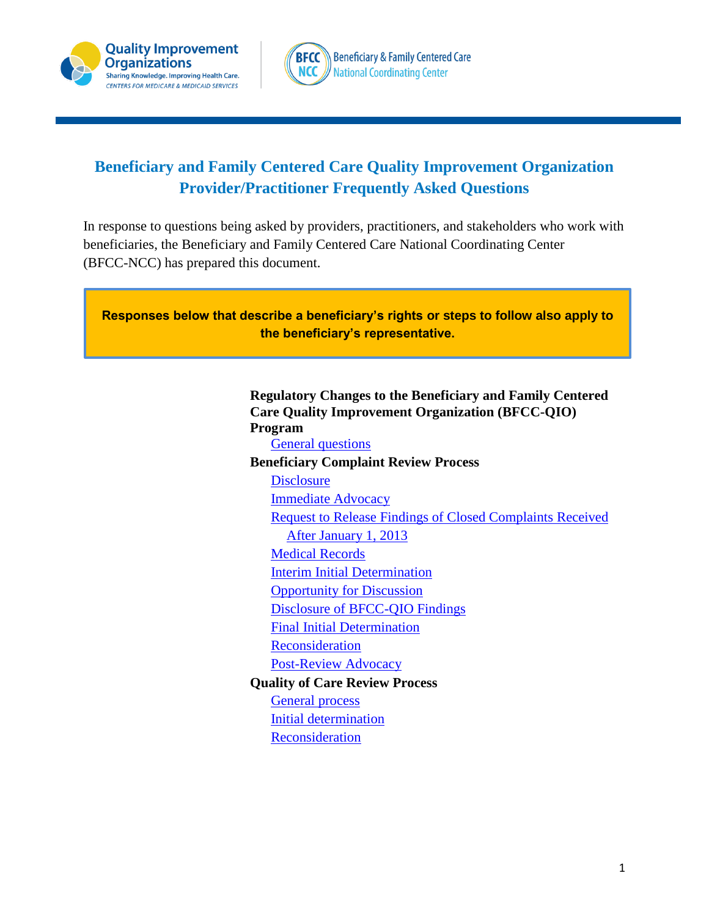# Beneficiary and Family Centered Care Quality Improvement Organization Provider/Practitioner Frequently Asked Questions

In response to questions being asked by providers, practitioners, and stakeholders who work with beneficiaries, the Beneficiary and Family Centered Care National Coordinating Center (BFCC-NCC) has prepared this document.

> **Responses below that describe a beneficiary's rights or steps to follow also apply to the beneficiary's representative.**

**Regulatory Changes to the Beneficiary and Family Centered Care Quality Improvement Organization (BFCC-QIO) Program**

- General questions

**Beneficiary Complaint Review Process**

- Disclosure
- Immediate Advocacy
- Request to Release Findings of Closed Complaints Received After January 1, 2013
- Medical Records
- Interim Initial Determination
- Opportunity for Discussion
- Disclosure of BFCC-QIO Findings
- Final Initial Determination
- Reconsideration
- Post-Review Advocacy

**Quality of Care Review Process**

- General process
- Initial determination
- Reconsideration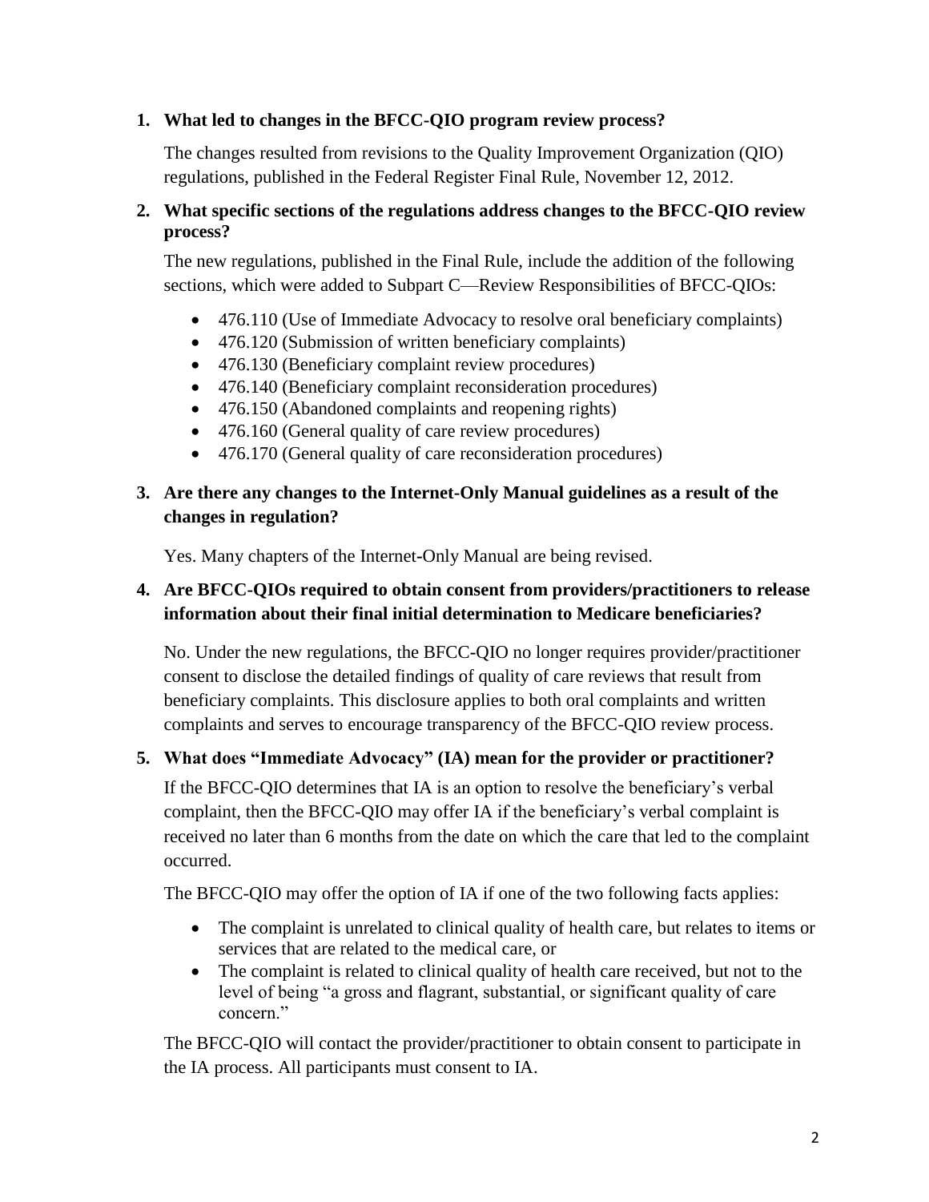1. **What led to changes in the BFCC-QIO program review process?**

   The changes resulted from revisions to the Quality Improvement Organization (QIO) regulations, published in the Federal Register Final Rule, November 12, 2012.

2. **What specific sections of the regulations address changes to the BFCC-QIO review process?**

   The new regulations, published in the Final Rule, include the addition of the following sections, which were added to Subpart C—Review Responsibilities of BFCC-QIOs:

   - 476.110 (Use of Immediate Advocacy to resolve oral beneficiary complaints)
   - 476.120 (Submission of written beneficiary complaints)
   - 476.130 (Beneficiary complaint review procedures)
   - 476.140 (Beneficiary complaint reconsideration procedures)
   - 476.150 (Abandoned complaints and reopening rights)
   - 476.160 (General quality of care review procedures)
   - 476.170 (General quality of care reconsideration procedures)

3. **Are there any changes to the Internet-Only Manual guidelines as a result of the changes in regulation?**

   Yes. Many chapters of the Internet-Only Manual are being revised.

4. **Are BFCC-QIOs required to obtain consent from providers/practitioners to release information about their final initial determination to Medicare beneficiaries?**

   No. Under the new regulations, the BFCC-QIO no longer requires provider/practitioner consent to disclose the detailed findings of quality of care reviews that result from beneficiary complaints. This disclosure applies to both oral complaints and written complaints and serves to encourage transparency of the BFCC-QIO review process.

5. **What does "Immediate Advocacy" (IA) mean for the provider or practitioner?**

   If the BFCC-QIO determines that IA is an option to resolve the beneficiary's verbal complaint, then the BFCC-QIO may offer IA if the beneficiary's verbal complaint is received no later than 6 months from the date on which the care that led to the complaint occurred.

   The BFCC-QIO may offer the option of IA if one of the two following facts applies:

   - The complaint is unrelated to clinical quality of health care, but relates to items or services that are related to the medical care, or
   - The complaint is related to clinical quality of health care received, but not to the level of being "a gross and flagrant, substantial, or significant quality of care concern."

   The BFCC-QIO will contact the provider/practitioner to obtain consent to participate in the IA process. All participants must consent to IA.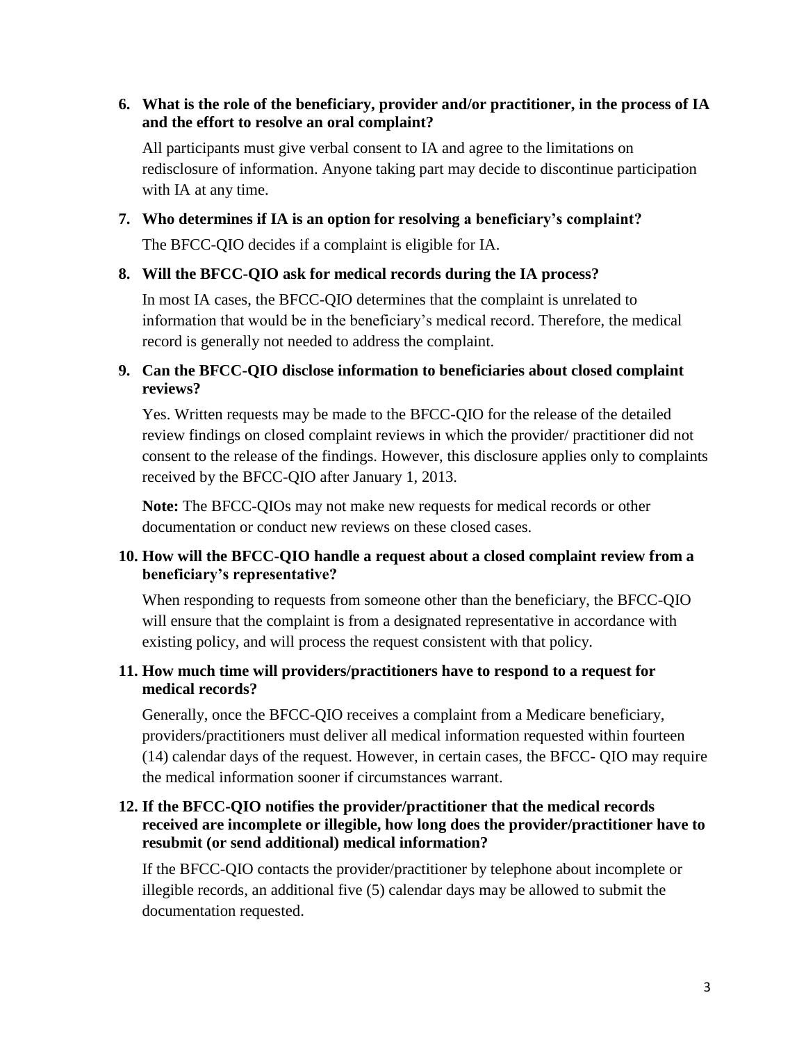**6. What is the role of the beneficiary, provider and/or practitioner, in the process of IA and the effort to resolve an oral complaint?**

All participants must give verbal consent to IA and agree to the limitations on redisclosure of information. Anyone taking part may decide to discontinue participation with IA at any time.

**7. Who determines if IA is an option for resolving a beneficiary's complaint?**

The BFCC-QIO decides if a complaint is eligible for IA.

**8. Will the BFCC-QIO ask for medical records during the IA process?**

In most IA cases, the BFCC-QIO determines that the complaint is unrelated to information that would be in the beneficiary's medical record. Therefore, the medical record is generally not needed to address the complaint.

**9. Can the BFCC-QIO disclose information to beneficiaries about closed complaint reviews?**

Yes. Written requests may be made to the BFCC-QIO for the release of the detailed review findings on closed complaint reviews in which the provider/ practitioner did not consent to the release of the findings. However, this disclosure applies only to complaints received by the BFCC-QIO after January 1, 2013.

**Note:** The BFCC-QIOs may not make new requests for medical records or other documentation or conduct new reviews on these closed cases.

**10. How will the BFCC-QIO handle a request about a closed complaint review from a beneficiary's representative?**

When responding to requests from someone other than the beneficiary, the BFCC-QIO will ensure that the complaint is from a designated representative in accordance with existing policy, and will process the request consistent with that policy.

**11. How much time will providers/practitioners have to respond to a request for medical records?**

Generally, once the BFCC-QIO receives a complaint from a Medicare beneficiary, providers/practitioners must deliver all medical information requested within fourteen (14) calendar days of the request. However, in certain cases, the BFCC- QIO may require the medical information sooner if circumstances warrant.

**12. If the BFCC-QIO notifies the provider/practitioner that the medical records received are incomplete or illegible, how long does the provider/practitioner have to resubmit (or send additional) medical information?**

If the BFCC-QIO contacts the provider/practitioner by telephone about incomplete or illegible records, an additional five (5) calendar days may be allowed to submit the documentation requested.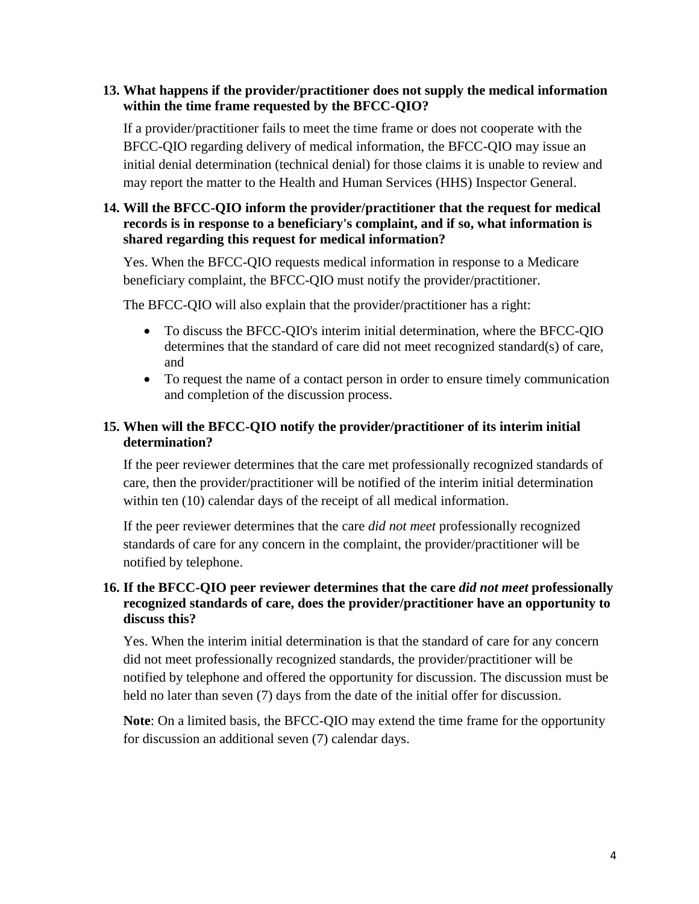**13. What happens if the provider/practitioner does not supply the medical information within the time frame requested by the BFCC-QIO?**

If a provider/practitioner fails to meet the time frame or does not cooperate with the BFCC-QIO regarding delivery of medical information, the BFCC-QIO may issue an initial denial determination (technical denial) for those claims it is unable to review and may report the matter to the Health and Human Services (HHS) Inspector General.

**14. Will the BFCC-QIO inform the provider/practitioner that the request for medical records is in response to a beneficiary's complaint, and if so, what information is shared regarding this request for medical information?**

Yes. When the BFCC-QIO requests medical information in response to a Medicare beneficiary complaint, the BFCC-QIO must notify the provider/practitioner.

The BFCC-QIO will also explain that the provider/practitioner has a right:

- To discuss the BFCC-QIO's interim initial determination, where the BFCC-QIO determines that the standard of care did not meet recognized standard(s) of care, and
- To request the name of a contact person in order to ensure timely communication and completion of the discussion process.

**15. When will the BFCC-QIO notify the provider/practitioner of its interim initial determination?**

If the peer reviewer determines that the care met professionally recognized standards of care, then the provider/practitioner will be notified of the interim initial determination within ten (10) calendar days of the receipt of all medical information.

If the peer reviewer determines that the care *did not meet* professionally recognized standards of care for any concern in the complaint, the provider/practitioner will be notified by telephone.

**16. If the BFCC-QIO peer reviewer determines that the care *did not meet* professionally recognized standards of care, does the provider/practitioner have an opportunity to discuss this?**

Yes. When the interim initial determination is that the standard of care for any concern did not meet professionally recognized standards, the provider/practitioner will be notified by telephone and offered the opportunity for discussion. The discussion must be held no later than seven (7) days from the date of the initial offer for discussion.

**Note**: On a limited basis, the BFCC-QIO may extend the time frame for the opportunity for discussion an additional seven (7) calendar days.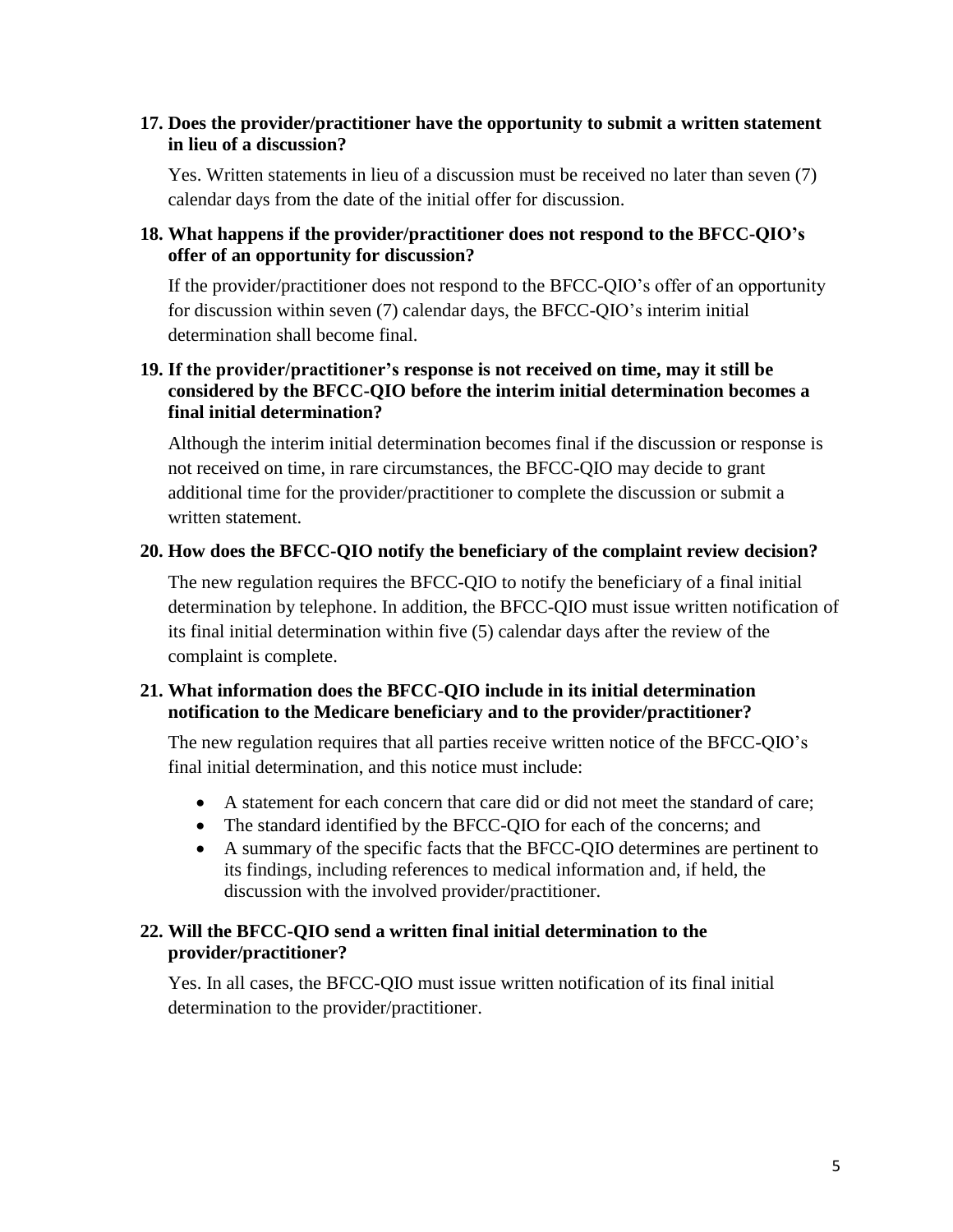**17. Does the provider/practitioner have the opportunity to submit a written statement in lieu of a discussion?**

Yes. Written statements in lieu of a discussion must be received no later than seven (7) calendar days from the date of the initial offer for discussion.

**18. What happens if the provider/practitioner does not respond to the BFCC-QIO's offer of an opportunity for discussion?**

If the provider/practitioner does not respond to the BFCC-QIO's offer of an opportunity for discussion within seven (7) calendar days, the BFCC-QIO's interim initial determination shall become final.

**19. If the provider/practitioner's response is not received on time, may it still be considered by the BFCC-QIO before the interim initial determination becomes a final initial determination?**

Although the interim initial determination becomes final if the discussion or response is not received on time, in rare circumstances, the BFCC-QIO may decide to grant additional time for the provider/practitioner to complete the discussion or submit a written statement.

**20. How does the BFCC-QIO notify the beneficiary of the complaint review decision?**

The new regulation requires the BFCC-QIO to notify the beneficiary of a final initial determination by telephone. In addition, the BFCC-QIO must issue written notification of its final initial determination within five (5) calendar days after the review of the complaint is complete.

**21. What information does the BFCC-QIO include in its initial determination notification to the Medicare beneficiary and to the provider/practitioner?**

The new regulation requires that all parties receive written notice of the BFCC-QIO's final initial determination, and this notice must include:

- A statement for each concern that care did or did not meet the standard of care;
- The standard identified by the BFCC-QIO for each of the concerns; and
- A summary of the specific facts that the BFCC-QIO determines are pertinent to its findings, including references to medical information and, if held, the discussion with the involved provider/practitioner.

**22. Will the BFCC-QIO send a written final initial determination to the provider/practitioner?**

Yes. In all cases, the BFCC-QIO must issue written notification of its final initial determination to the provider/practitioner.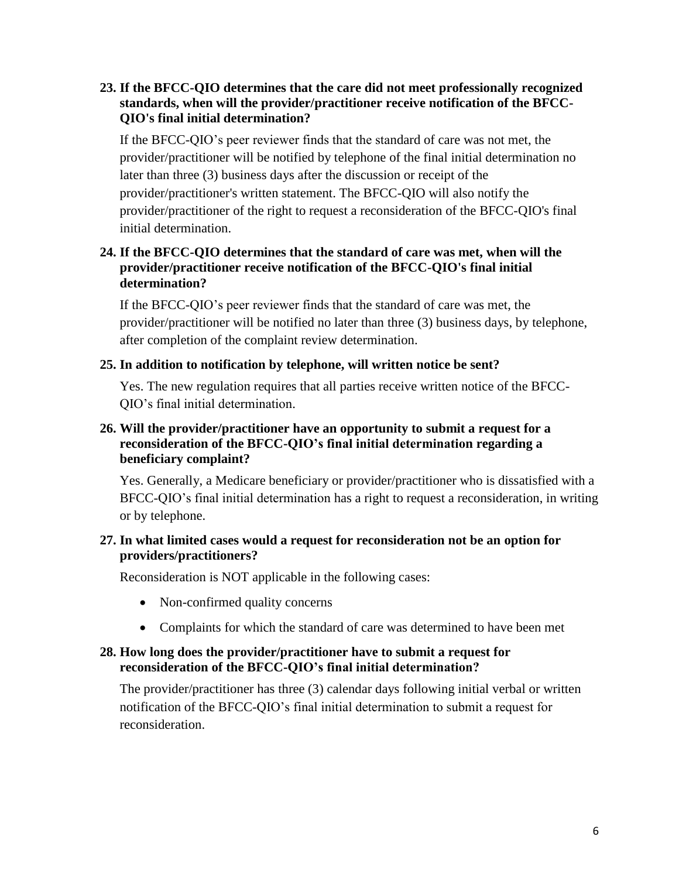**23. If the BFCC-QIO determines that the care did not meet professionally recognized standards, when will the provider/practitioner receive notification of the BFCC-QIO's final initial determination?**

If the BFCC-QIO's peer reviewer finds that the standard of care was not met, the provider/practitioner will be notified by telephone of the final initial determination no later than three (3) business days after the discussion or receipt of the provider/practitioner's written statement. The BFCC-QIO will also notify the provider/practitioner of the right to request a reconsideration of the BFCC-QIO's final initial determination.

**24. If the BFCC-QIO determines that the standard of care was met, when will the provider/practitioner receive notification of the BFCC-QIO's final initial determination?**

If the BFCC-QIO's peer reviewer finds that the standard of care was met, the provider/practitioner will be notified no later than three (3) business days, by telephone, after completion of the complaint review determination.

**25. In addition to notification by telephone, will written notice be sent?**

Yes. The new regulation requires that all parties receive written notice of the BFCC-QIO's final initial determination.

**26. Will the provider/practitioner have an opportunity to submit a request for a reconsideration of the BFCC-QIO's final initial determination regarding a beneficiary complaint?**

Yes. Generally, a Medicare beneficiary or provider/practitioner who is dissatisfied with a BFCC-QIO's final initial determination has a right to request a reconsideration, in writing or by telephone.

**27. In what limited cases would a request for reconsideration not be an option for providers/practitioners?**

Reconsideration is NOT applicable in the following cases:

- Non-confirmed quality concerns
- Complaints for which the standard of care was determined to have been met

**28. How long does the provider/practitioner have to submit a request for reconsideration of the BFCC-QIO's final initial determination?**

The provider/practitioner has three (3) calendar days following initial verbal or written notification of the BFCC-QIO's final initial determination to submit a request for reconsideration.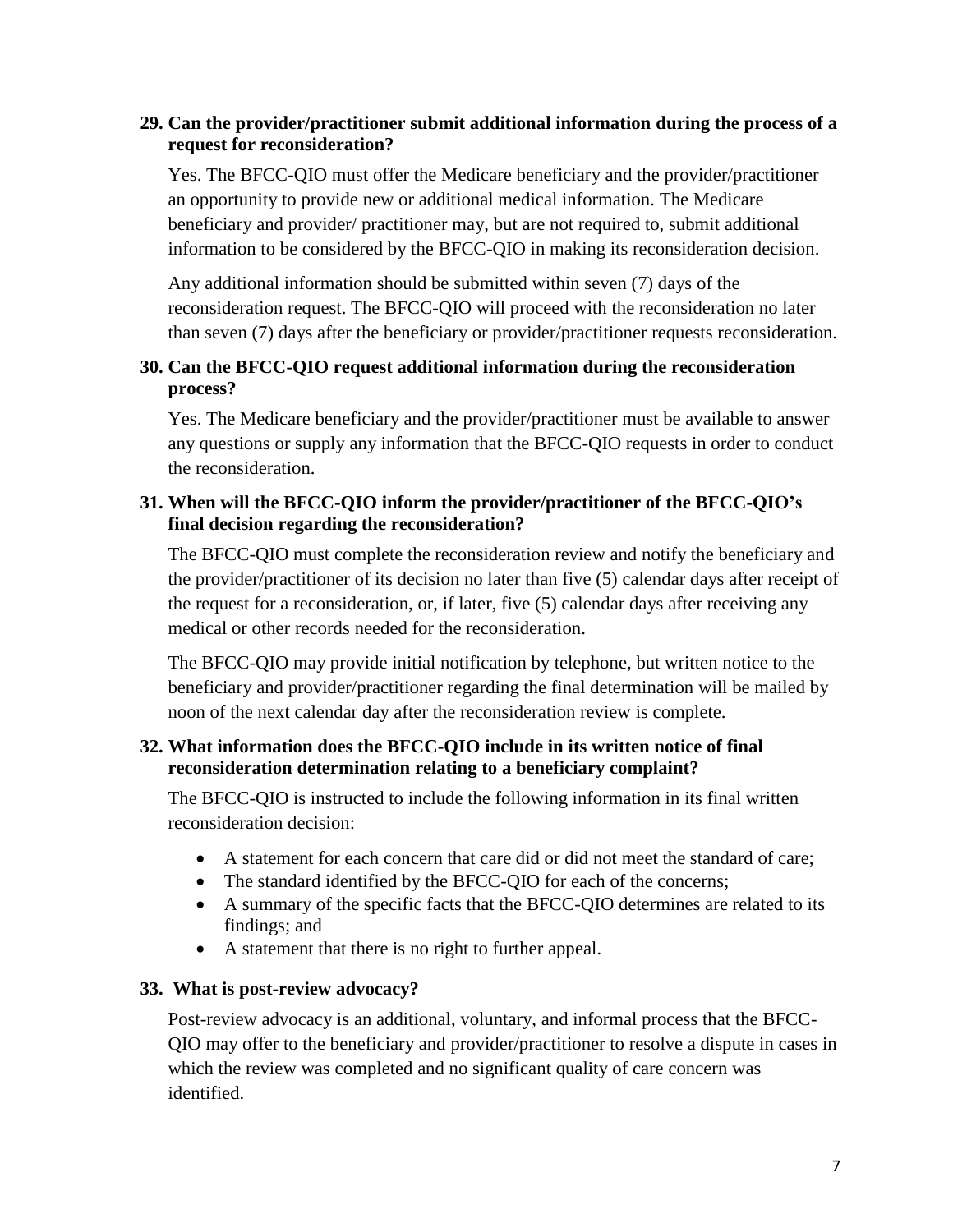### 29. Can the provider/practitioner submit additional information during the process of a request for reconsideration?

Yes. The BFCC-QIO must offer the Medicare beneficiary and the provider/practitioner an opportunity to provide new or additional medical information. The Medicare beneficiary and provider/ practitioner may, but are not required to, submit additional information to be considered by the BFCC-QIO in making its reconsideration decision.

Any additional information should be submitted within seven (7) days of the reconsideration request. The BFCC-QIO will proceed with the reconsideration no later than seven (7) days after the beneficiary or provider/practitioner requests reconsideration.

### 30. Can the BFCC-QIO request additional information during the reconsideration process?

Yes. The Medicare beneficiary and the provider/practitioner must be available to answer any questions or supply any information that the BFCC-QIO requests in order to conduct the reconsideration.

### 31. When will the BFCC-QIO inform the provider/practitioner of the BFCC-QIO's final decision regarding the reconsideration?

The BFCC-QIO must complete the reconsideration review and notify the beneficiary and the provider/practitioner of its decision no later than five (5) calendar days after receipt of the request for a reconsideration, or, if later, five (5) calendar days after receiving any medical or other records needed for the reconsideration.

The BFCC-QIO may provide initial notification by telephone, but written notice to the beneficiary and provider/practitioner regarding the final determination will be mailed by noon of the next calendar day after the reconsideration review is complete.

### 32. What information does the BFCC-QIO include in its written notice of final reconsideration determination relating to a beneficiary complaint?

The BFCC-QIO is instructed to include the following information in its final written reconsideration decision:

- A statement for each concern that care did or did not meet the standard of care;
- The standard identified by the BFCC-QIO for each of the concerns;
- A summary of the specific facts that the BFCC-QIO determines are related to its findings; and
- A statement that there is no right to further appeal.

### 33. What is post-review advocacy?

Post-review advocacy is an additional, voluntary, and informal process that the BFCC-QIO may offer to the beneficiary and provider/practitioner to resolve a dispute in cases in which the review was completed and no significant quality of care concern was identified.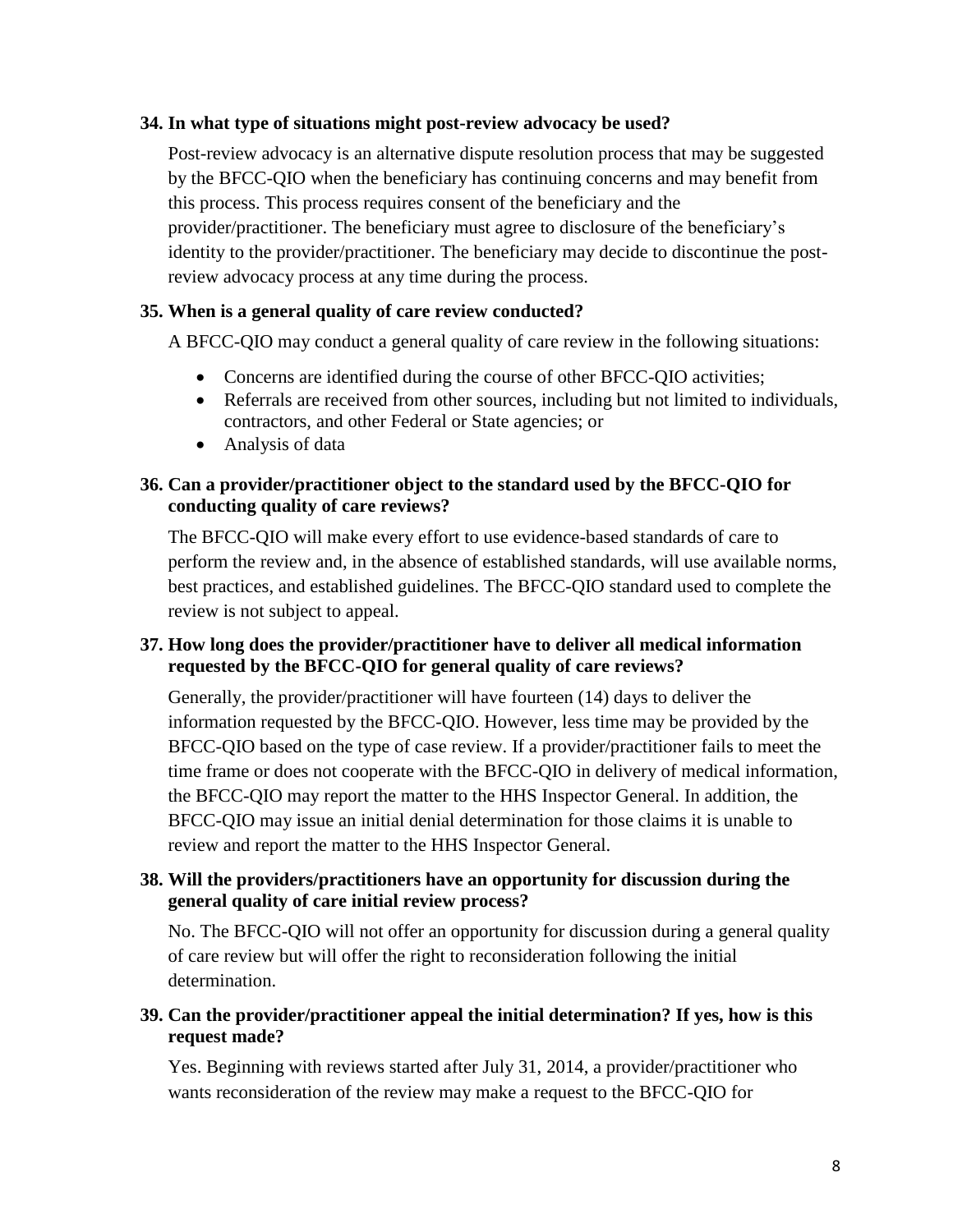**34. In what type of situations might post-review advocacy be used?**

Post-review advocacy is an alternative dispute resolution process that may be suggested by the BFCC-QIO when the beneficiary has continuing concerns and may benefit from this process. This process requires consent of the beneficiary and the provider/practitioner. The beneficiary must agree to disclosure of the beneficiary's identity to the provider/practitioner. The beneficiary may decide to discontinue the post-review advocacy process at any time during the process.

**35. When is a general quality of care review conducted?**

A BFCC-QIO may conduct a general quality of care review in the following situations:

- Concerns are identified during the course of other BFCC-QIO activities;
- Referrals are received from other sources, including but not limited to individuals, contractors, and other Federal or State agencies; or
- Analysis of data

**36. Can a provider/practitioner object to the standard used by the BFCC-QIO for conducting quality of care reviews?**

The BFCC-QIO will make every effort to use evidence-based standards of care to perform the review and, in the absence of established standards, will use available norms, best practices, and established guidelines. The BFCC-QIO standard used to complete the review is not subject to appeal.

**37. How long does the provider/practitioner have to deliver all medical information requested by the BFCC-QIO for general quality of care reviews?**

Generally, the provider/practitioner will have fourteen (14) days to deliver the information requested by the BFCC-QIO. However, less time may be provided by the BFCC-QIO based on the type of case review. If a provider/practitioner fails to meet the time frame or does not cooperate with the BFCC-QIO in delivery of medical information, the BFCC-QIO may report the matter to the HHS Inspector General. In addition, the BFCC-QIO may issue an initial denial determination for those claims it is unable to review and report the matter to the HHS Inspector General.

**38. Will the providers/practitioners have an opportunity for discussion during the general quality of care initial review process?**

No. The BFCC-QIO will not offer an opportunity for discussion during a general quality of care review but will offer the right to reconsideration following the initial determination.

**39. Can the provider/practitioner appeal the initial determination? If yes, how is this request made?**

Yes. Beginning with reviews started after July 31, 2014, a provider/practitioner who wants reconsideration of the review may make a request to the BFCC-QIO for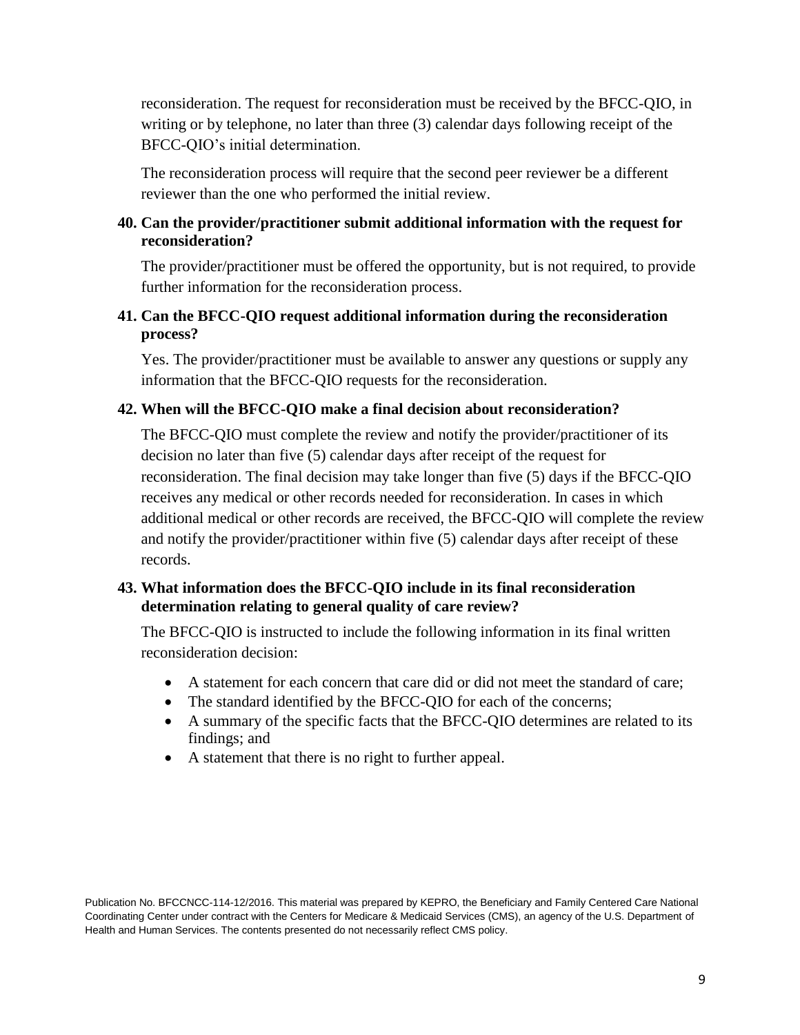reconsideration. The request for reconsideration must be received by the BFCC-QIO, in writing or by telephone, no later than three (3) calendar days following receipt of the BFCC-QIO's initial determination.

The reconsideration process will require that the second peer reviewer be a different reviewer than the one who performed the initial review.

**40. Can the provider/practitioner submit additional information with the request for reconsideration?**

The provider/practitioner must be offered the opportunity, but is not required, to provide further information for the reconsideration process.

**41. Can the BFCC-QIO request additional information during the reconsideration process?**

Yes. The provider/practitioner must be available to answer any questions or supply any information that the BFCC-QIO requests for the reconsideration.

**42. When will the BFCC-QIO make a final decision about reconsideration?**

The BFCC-QIO must complete the review and notify the provider/practitioner of its decision no later than five (5) calendar days after receipt of the request for reconsideration. The final decision may take longer than five (5) days if the BFCC-QIO receives any medical or other records needed for reconsideration. In cases in which additional medical or other records are received, the BFCC-QIO will complete the review and notify the provider/practitioner within five (5) calendar days after receipt of these records.

**43. What information does the BFCC-QIO include in its final reconsideration determination relating to general quality of care review?**

The BFCC-QIO is instructed to include the following information in its final written reconsideration decision:

- A statement for each concern that care did or did not meet the standard of care;
- The standard identified by the BFCC-QIO for each of the concerns;
- A summary of the specific facts that the BFCC-QIO determines are related to its findings; and
- A statement that there is no right to further appeal.

Publication No. BFCCNCC-114-12/2016. This material was prepared by KEPRO, the Beneficiary and Family Centered Care National Coordinating Center under contract with the Centers for Medicare & Medicaid Services (CMS), an agency of the U.S. Department of Health and Human Services. The contents presented do not necessarily reflect CMS policy.